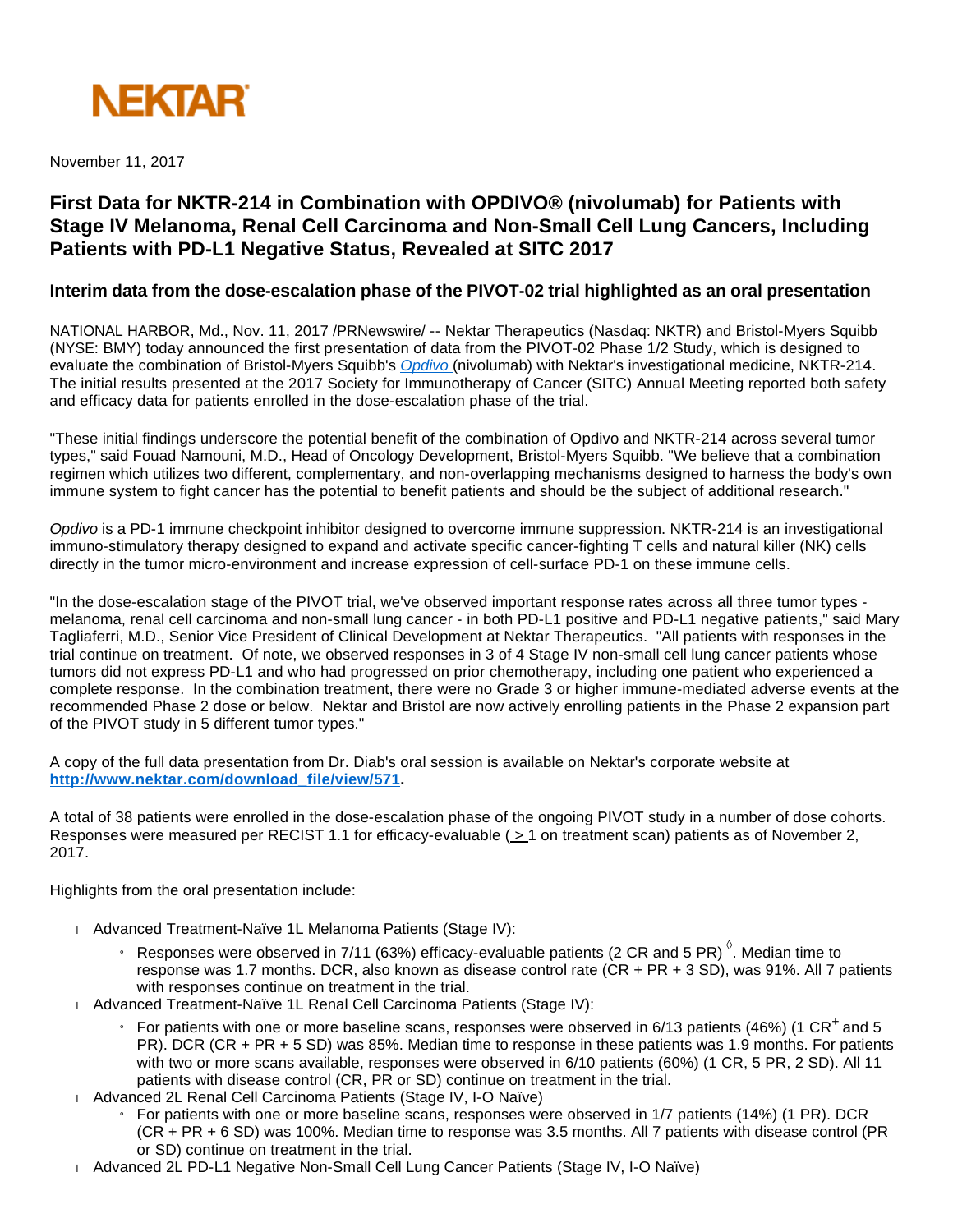NEKTAR

November 11, 2017

# First Data for NKTR-214 in Combination with OPDIVO® (nivolumab) for Patients with Stage IV Melanoma, Renal Cell Carcinoma and Non-Small Cell Lung Cancers, Including Patients with PD-L1 Negative Status, Revealed at SITC 2017

## Interim data from the dose-escalation phase of the PIVOT-02 trial highlighted as an oral presentation

NATIONAL HARBOR, Md., Nov. 11, 2017 /PRNewswire/ -- Nektar Therapeutics (Nasdaq: NKTR) and Bristol-Myers Squibb (NYSE: BMY) today announced the first presentation of data from the PIVOT-02 Phase 1/2 Study, which is designed to evaluate the combination of Bristol-Myers Squibb's *Opdivo* (nivolumab) with Nektar's investigational medicine, NKTR-214. The initial results presented at the 2017 Society for Immunotherapy of Cancer (SITC) Annual Meeting reported both safety and efficacy data for patients enrolled in the dose-escalation phase of the trial.

"These initial findings underscore the potential benefit of the combination of Opdivo and NKTR-214 across several tumor types," said Fouad Namouni, M.D., Head of Oncology Development, Bristol-Myers Squibb. "We believe that a combination regimen which utilizes two different, complementary, and non-overlapping mechanisms designed to harness the body's own immune system to fight cancer has the potential to benefit patients and should be the subject of additional research."

*Opdivo* is a PD-1 immune checkpoint inhibitor designed to overcome immune suppression. NKTR-214 is an investigational immuno-stimulatory therapy designed to expand and activate specific cancer-fighting T cells and natural killer (NK) cells directly in the tumor micro-environment and increase expression of cell-surface PD-1 on these immune cells.

"In the dose-escalation stage of the PIVOT trial, we've observed important response rates across all three tumor types - melanoma, renal cell carcinoma and non-small lung cancer - in both PD-L1 positive and PD-L1 negative patients," said Mary Tagliaferri, M.D., Senior Vice President of Clinical Development at Nektar Therapeutics. "All patients with responses in the trial continue on treatment. Of note, we observed responses in 3 of 4 Stage IV non-small cell lung cancer patients whose tumors did not express PD-L1 and who had progressed on prior chemotherapy, including one patient who experienced a complete response. In the combination treatment, there were no Grade 3 or higher immune-mediated adverse events at the recommended Phase 2 dose or below. Nektar and Bristol are now actively enrolling patients in the Phase 2 expansion part of the PIVOT study in 5 different tumor types."

A copy of the full data presentation from Dr. Diab's oral session is available on Nektar's corporate website at **http://www.nektar.com/download_file/view/571.**

A total of 38 patients were enrolled in the dose-escalation phase of the ongoing PIVOT study in a number of dose cohorts. Responses were measured per RECIST 1.1 for efficacy-evaluable (≥ 1 on treatment scan) patients as of November 2, 2017.

Highlights from the oral presentation include:

- Advanced Treatment-Naïve 1L Melanoma Patients (Stage IV):
  - Responses were observed in 7/11 (63%) efficacy-evaluable patients (2 CR and 5 PR) [◊]. Median time to response was 1.7 months. DCR, also known as disease control rate (CR + PR + 3 SD), was 91%. All 7 patients with responses continue on treatment in the trial.
- Advanced Treatment-Naïve 1L Renal Cell Carcinoma Patients (Stage IV):
  - For patients with one or more baseline scans, responses were observed in 6/13 patients (46%) (1 CR[+] and 5 PR). DCR (CR + PR + 5 SD) was 85%. Median time to response in these patients was 1.9 months. For patients with two or more scans available, responses were observed in 6/10 patients (60%) (1 CR, 5 PR, 2 SD). All 11 patients with disease control (CR, PR or SD) continue on treatment in the trial.
- Advanced 2L Renal Cell Carcinoma Patients (Stage IV, I-O Naïve)
  - For patients with one or more baseline scans, responses were observed in 1/7 patients (14%) (1 PR). DCR (CR + PR + 6 SD) was 100%. Median time to response was 3.5 months. All 7 patients with disease control (PR or SD) continue on treatment in the trial.
- Advanced 2L PD-L1 Negative Non-Small Cell Lung Cancer Patients (Stage IV, I-O Naïve)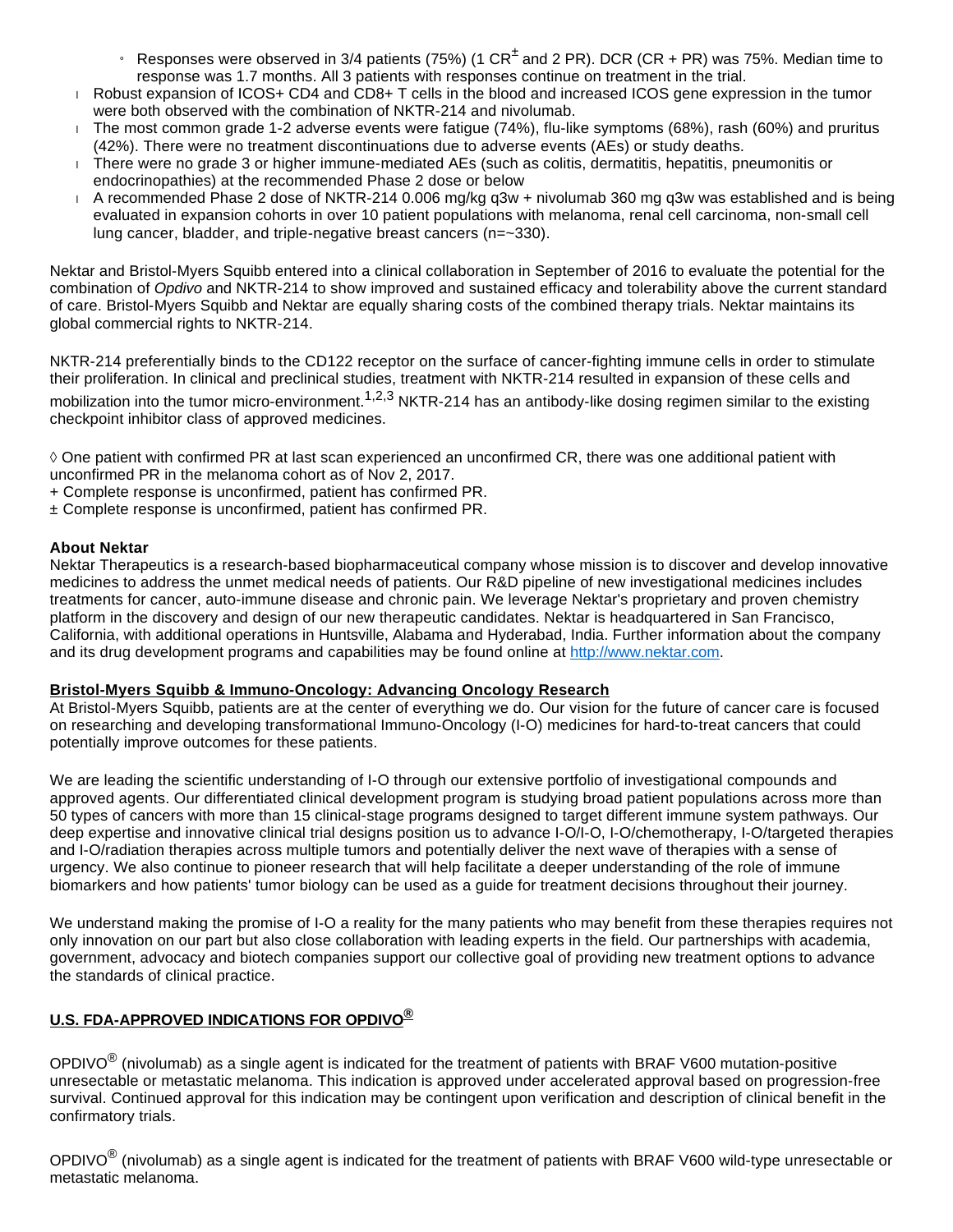- Responses were observed in 3/4 patients (75%) (1 CR± and 2 PR). DCR (CR + PR) was 75%. Median time to response was 1.7 months. All 3 patients with responses continue on treatment in the trial.
- Robust expansion of ICOS+ CD4 and CD8+ T cells in the blood and increased ICOS gene expression in the tumor were both observed with the combination of NKTR-214 and nivolumab.
- The most common grade 1-2 adverse events were fatigue (74%), flu-like symptoms (68%), rash (60%) and pruritus (42%). There were no treatment discontinuations due to adverse events (AEs) or study deaths.
- There were no grade 3 or higher immune-mediated AEs (such as colitis, dermatitis, hepatitis, pneumonitis or endocrinopathies) at the recommended Phase 2 dose or below
- A recommended Phase 2 dose of NKTR-214 0.006 mg/kg q3w + nivolumab 360 mg q3w was established and is being evaluated in expansion cohorts in over 10 patient populations with melanoma, renal cell carcinoma, non-small cell lung cancer, bladder, and triple-negative breast cancers (n=~330).

Nektar and Bristol-Myers Squibb entered into a clinical collaboration in September of 2016 to evaluate the potential for the combination of *Opdivo* and NKTR-214 to show improved and sustained efficacy and tolerability above the current standard of care. Bristol-Myers Squibb and Nektar are equally sharing costs of the combined therapy trials. Nektar maintains its global commercial rights to NKTR-214.

NKTR-214 preferentially binds to the CD122 receptor on the surface of cancer-fighting immune cells in order to stimulate their proliferation. In clinical and preclinical studies, treatment with NKTR-214 resulted in expansion of these cells and mobilization into the tumor micro-environment.[1,2,3] NKTR-214 has an antibody-like dosing regimen similar to the existing checkpoint inhibitor class of approved medicines.

◊ One patient with confirmed PR at last scan experienced an unconfirmed CR, there was one additional patient with unconfirmed PR in the melanoma cohort as of Nov 2, 2017.
+ Complete response is unconfirmed, patient has confirmed PR.
± Complete response is unconfirmed, patient has confirmed PR.

**About Nektar**
Nektar Therapeutics is a research-based biopharmaceutical company whose mission is to discover and develop innovative medicines to address the unmet medical needs of patients. Our R&D pipeline of new investigational medicines includes treatments for cancer, auto-immune disease and chronic pain. We leverage Nektar's proprietary and proven chemistry platform in the discovery and design of our new therapeutic candidates. Nektar is headquartered in San Francisco, California, with additional operations in Huntsville, Alabama and Hyderabad, India. Further information about the company and its drug development programs and capabilities may be found online at http://www.nektar.com.

**Bristol-Myers Squibb & Immuno-Oncology: Advancing Oncology Research**
At Bristol-Myers Squibb, patients are at the center of everything we do. Our vision for the future of cancer care is focused on researching and developing transformational Immuno-Oncology (I-O) medicines for hard-to-treat cancers that could potentially improve outcomes for these patients.

We are leading the scientific understanding of I-O through our extensive portfolio of investigational compounds and approved agents. Our differentiated clinical development program is studying broad patient populations across more than 50 types of cancers with more than 15 clinical-stage programs designed to target different immune system pathways. Our deep expertise and innovative clinical trial designs position us to advance I-O/I-O, I-O/chemotherapy, I-O/targeted therapies and I-O/radiation therapies across multiple tumors and potentially deliver the next wave of therapies with a sense of urgency. We also continue to pioneer research that will help facilitate a deeper understanding of the role of immune biomarkers and how patients' tumor biology can be used as a guide for treatment decisions throughout their journey.

We understand making the promise of I-O a reality for the many patients who may benefit from these therapies requires not only innovation on our part but also close collaboration with leading experts in the field. Our partnerships with academia, government, advocacy and biotech companies support our collective goal of providing new treatment options to advance the standards of clinical practice.

**U.S. FDA-APPROVED INDICATIONS FOR OPDIVO®**

OPDIVO® (nivolumab) as a single agent is indicated for the treatment of patients with BRAF V600 mutation-positive unresectable or metastatic melanoma. This indication is approved under accelerated approval based on progression-free survival. Continued approval for this indication may be contingent upon verification and description of clinical benefit in the confirmatory trials.

OPDIVO® (nivolumab) as a single agent is indicated for the treatment of patients with BRAF V600 wild-type unresectable or metastatic melanoma.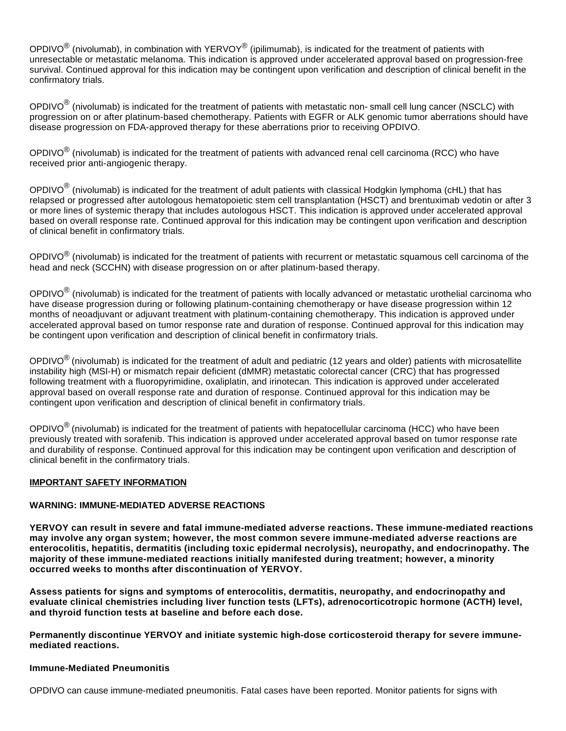OPDIVO® (nivolumab), in combination with YERVOY® (ipilimumab), is indicated for the treatment of patients with unresectable or metastatic melanoma. This indication is approved under accelerated approval based on progression-free survival. Continued approval for this indication may be contingent upon verification and description of clinical benefit in the confirmatory trials.

OPDIVO® (nivolumab) is indicated for the treatment of patients with metastatic non- small cell lung cancer (NSCLC) with progression on or after platinum-based chemotherapy. Patients with EGFR or ALK genomic tumor aberrations should have disease progression on FDA-approved therapy for these aberrations prior to receiving OPDIVO.

OPDIVO® (nivolumab) is indicated for the treatment of patients with advanced renal cell carcinoma (RCC) who have received prior anti-angiogenic therapy.

OPDIVO® (nivolumab) is indicated for the treatment of adult patients with classical Hodgkin lymphoma (cHL) that has relapsed or progressed after autologous hematopoietic stem cell transplantation (HSCT) and brentuximab vedotin or after 3 or more lines of systemic therapy that includes autologous HSCT. This indication is approved under accelerated approval based on overall response rate. Continued approval for this indication may be contingent upon verification and description of clinical benefit in confirmatory trials.

OPDIVO® (nivolumab) is indicated for the treatment of patients with recurrent or metastatic squamous cell carcinoma of the head and neck (SCCHN) with disease progression on or after platinum-based therapy.

OPDIVO® (nivolumab) is indicated for the treatment of patients with locally advanced or metastatic urothelial carcinoma who have disease progression during or following platinum-containing chemotherapy or have disease progression within 12 months of neoadjuvant or adjuvant treatment with platinum-containing chemotherapy. This indication is approved under accelerated approval based on tumor response rate and duration of response. Continued approval for this indication may be contingent upon verification and description of clinical benefit in confirmatory trials.

OPDIVO® (nivolumab) is indicated for the treatment of adult and pediatric (12 years and older) patients with microsatellite instability high (MSI-H) or mismatch repair deficient (dMMR) metastatic colorectal cancer (CRC) that has progressed following treatment with a fluoropyrimidine, oxaliplatin, and irinotecan. This indication is approved under accelerated approval based on overall response rate and duration of response. Continued approval for this indication may be contingent upon verification and description of clinical benefit in confirmatory trials.

OPDIVO® (nivolumab) is indicated for the treatment of patients with hepatocellular carcinoma (HCC) who have been previously treated with sorafenib. This indication is approved under accelerated approval based on tumor response rate and durability of response. Continued approval for this indication may be contingent upon verification and description of clinical benefit in the confirmatory trials.

**IMPORTANT SAFETY INFORMATION**

**WARNING: IMMUNE-MEDIATED ADVERSE REACTIONS**

**YERVOY can result in severe and fatal immune-mediated adverse reactions. These immune-mediated reactions may involve any organ system; however, the most common severe immune-mediated adverse reactions are enterocolitis, hepatitis, dermatitis (including toxic epidermal necrolysis), neuropathy, and endocrinopathy. The majority of these immune-mediated reactions initially manifested during treatment; however, a minority occurred weeks to months after discontinuation of YERVOY.**

**Assess patients for signs and symptoms of enterocolitis, dermatitis, neuropathy, and endocrinopathy and evaluate clinical chemistries including liver function tests (LFTs), adrenocorticotropic hormone (ACTH) level, and thyroid function tests at baseline and before each dose.**

**Permanently discontinue YERVOY and initiate systemic high-dose corticosteroid therapy for severe immune-mediated reactions.**

**Immune-Mediated Pneumonitis**

OPDIVO can cause immune-mediated pneumonitis. Fatal cases have been reported. Monitor patients for signs with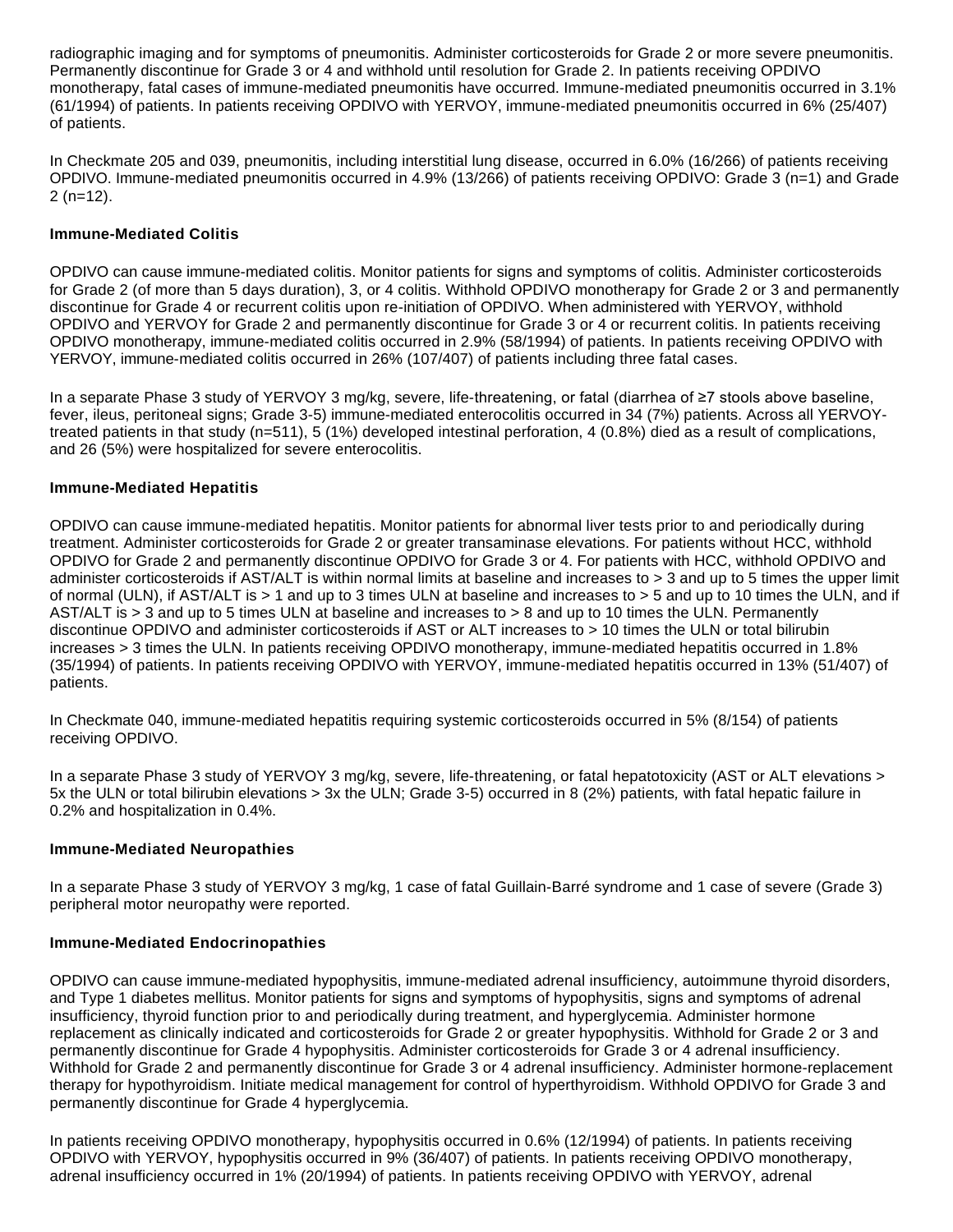radiographic imaging and for symptoms of pneumonitis. Administer corticosteroids for Grade 2 or more severe pneumonitis. Permanently discontinue for Grade 3 or 4 and withhold until resolution for Grade 2. In patients receiving OPDIVO monotherapy, fatal cases of immune-mediated pneumonitis have occurred. Immune-mediated pneumonitis occurred in 3.1% (61/1994) of patients. In patients receiving OPDIVO with YERVOY, immune-mediated pneumonitis occurred in 6% (25/407) of patients.

In Checkmate 205 and 039, pneumonitis, including interstitial lung disease, occurred in 6.0% (16/266) of patients receiving OPDIVO. Immune-mediated pneumonitis occurred in 4.9% (13/266) of patients receiving OPDIVO: Grade 3 (n=1) and Grade 2 (n=12).

**Immune-Mediated Colitis**

OPDIVO can cause immune-mediated colitis. Monitor patients for signs and symptoms of colitis. Administer corticosteroids for Grade 2 (of more than 5 days duration), 3, or 4 colitis. Withhold OPDIVO monotherapy for Grade 2 or 3 and permanently discontinue for Grade 4 or recurrent colitis upon re-initiation of OPDIVO. When administered with YERVOY, withhold OPDIVO and YERVOY for Grade 2 and permanently discontinue for Grade 3 or 4 or recurrent colitis. In patients receiving OPDIVO monotherapy, immune-mediated colitis occurred in 2.9% (58/1994) of patients. In patients receiving OPDIVO with YERVOY, immune-mediated colitis occurred in 26% (107/407) of patients including three fatal cases.

In a separate Phase 3 study of YERVOY 3 mg/kg, severe, life-threatening, or fatal (diarrhea of ≥7 stools above baseline, fever, ileus, peritoneal signs; Grade 3-5) immune-mediated enterocolitis occurred in 34 (7%) patients. Across all YERVOY-treated patients in that study (n=511), 5 (1%) developed intestinal perforation, 4 (0.8%) died as a result of complications, and 26 (5%) were hospitalized for severe enterocolitis.

**Immune-Mediated Hepatitis**

OPDIVO can cause immune-mediated hepatitis. Monitor patients for abnormal liver tests prior to and periodically during treatment. Administer corticosteroids for Grade 2 or greater transaminase elevations. For patients without HCC, withhold OPDIVO for Grade 2 and permanently discontinue OPDIVO for Grade 3 or 4. For patients with HCC, withhold OPDIVO and administer corticosteroids if AST/ALT is within normal limits at baseline and increases to > 3 and up to 5 times the upper limit of normal (ULN), if AST/ALT is > 1 and up to 3 times ULN at baseline and increases to > 5 and up to 10 times the ULN, and if AST/ALT is > 3 and up to 5 times ULN at baseline and increases to > 8 and up to 10 times the ULN. Permanently discontinue OPDIVO and administer corticosteroids if AST or ALT increases to > 10 times the ULN or total bilirubin increases > 3 times the ULN. In patients receiving OPDIVO monotherapy, immune-mediated hepatitis occurred in 1.8% (35/1994) of patients. In patients receiving OPDIVO with YERVOY, immune-mediated hepatitis occurred in 13% (51/407) of patients.

In Checkmate 040, immune-mediated hepatitis requiring systemic corticosteroids occurred in 5% (8/154) of patients receiving OPDIVO.

In a separate Phase 3 study of YERVOY 3 mg/kg, severe, life-threatening, or fatal hepatotoxicity (AST or ALT elevations > 5x the ULN or total bilirubin elevations > 3x the ULN; Grade 3-5) occurred in 8 (2%) patients, with fatal hepatic failure in 0.2% and hospitalization in 0.4%.

**Immune-Mediated Neuropathies**

In a separate Phase 3 study of YERVOY 3 mg/kg, 1 case of fatal Guillain-Barré syndrome and 1 case of severe (Grade 3) peripheral motor neuropathy were reported.

**Immune-Mediated Endocrinopathies**

OPDIVO can cause immune-mediated hypophysitis, immune-mediated adrenal insufficiency, autoimmune thyroid disorders, and Type 1 diabetes mellitus. Monitor patients for signs and symptoms of hypophysitis, signs and symptoms of adrenal insufficiency, thyroid function prior to and periodically during treatment, and hyperglycemia. Administer hormone replacement as clinically indicated and corticosteroids for Grade 2 or greater hypophysitis. Withhold for Grade 2 or 3 and permanently discontinue for Grade 4 hypophysitis. Administer corticosteroids for Grade 3 or 4 adrenal insufficiency. Withhold for Grade 2 and permanently discontinue for Grade 3 or 4 adrenal insufficiency. Administer hormone-replacement therapy for hypothyroidism. Initiate medical management for control of hyperthyroidism. Withhold OPDIVO for Grade 3 and permanently discontinue for Grade 4 hyperglycemia.

In patients receiving OPDIVO monotherapy, hypophysitis occurred in 0.6% (12/1994) of patients. In patients receiving OPDIVO with YERVOY, hypophysitis occurred in 9% (36/407) of patients. In patients receiving OPDIVO monotherapy, adrenal insufficiency occurred in 1% (20/1994) of patients. In patients receiving OPDIVO with YERVOY, adrenal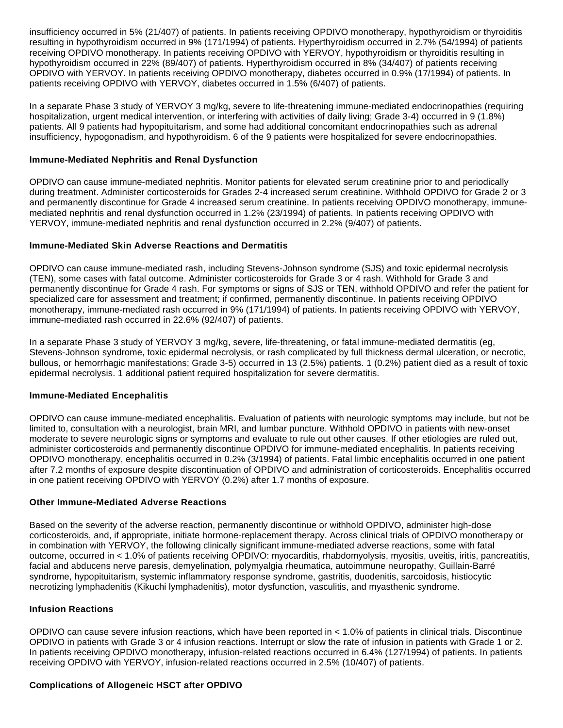insufficiency occurred in 5% (21/407) of patients. In patients receiving OPDIVO monotherapy, hypothyroidism or thyroiditis resulting in hypothyroidism occurred in 9% (171/1994) of patients. Hyperthyroidism occurred in 2.7% (54/1994) of patients receiving OPDIVO monotherapy. In patients receiving OPDIVO with YERVOY, hypothyroidism or thyroiditis resulting in hypothyroidism occurred in 22% (89/407) of patients. Hyperthyroidism occurred in 8% (34/407) of patients receiving OPDIVO with YERVOY. In patients receiving OPDIVO monotherapy, diabetes occurred in 0.9% (17/1994) of patients. In patients receiving OPDIVO with YERVOY, diabetes occurred in 1.5% (6/407) of patients.

In a separate Phase 3 study of YERVOY 3 mg/kg, severe to life-threatening immune-mediated endocrinopathies (requiring hospitalization, urgent medical intervention, or interfering with activities of daily living; Grade 3-4) occurred in 9 (1.8%) patients. All 9 patients had hypopituitarism, and some had additional concomitant endocrinopathies such as adrenal insufficiency, hypogonadism, and hypothyroidism. 6 of the 9 patients were hospitalized for severe endocrinopathies.

**Immune-Mediated Nephritis and Renal Dysfunction**

OPDIVO can cause immune-mediated nephritis. Monitor patients for elevated serum creatinine prior to and periodically during treatment. Administer corticosteroids for Grades 2-4 increased serum creatinine. Withhold OPDIVO for Grade 2 or 3 and permanently discontinue for Grade 4 increased serum creatinine. In patients receiving OPDIVO monotherapy, immune-mediated nephritis and renal dysfunction occurred in 1.2% (23/1994) of patients. In patients receiving OPDIVO with YERVOY, immune-mediated nephritis and renal dysfunction occurred in 2.2% (9/407) of patients.

**Immune-Mediated Skin Adverse Reactions and Dermatitis**

OPDIVO can cause immune-mediated rash, including Stevens-Johnson syndrome (SJS) and toxic epidermal necrolysis (TEN), some cases with fatal outcome. Administer corticosteroids for Grade 3 or 4 rash. Withhold for Grade 3 and permanently discontinue for Grade 4 rash. For symptoms or signs of SJS or TEN, withhold OPDIVO and refer the patient for specialized care for assessment and treatment; if confirmed, permanently discontinue. In patients receiving OPDIVO monotherapy, immune-mediated rash occurred in 9% (171/1994) of patients. In patients receiving OPDIVO with YERVOY, immune-mediated rash occurred in 22.6% (92/407) of patients.

In a separate Phase 3 study of YERVOY 3 mg/kg, severe, life-threatening, or fatal immune-mediated dermatitis (eg, Stevens-Johnson syndrome, toxic epidermal necrolysis, or rash complicated by full thickness dermal ulceration, or necrotic, bullous, or hemorrhagic manifestations; Grade 3-5) occurred in 13 (2.5%) patients. 1 (0.2%) patient died as a result of toxic epidermal necrolysis. 1 additional patient required hospitalization for severe dermatitis.

**Immune-Mediated Encephalitis**

OPDIVO can cause immune-mediated encephalitis. Evaluation of patients with neurologic symptoms may include, but not be limited to, consultation with a neurologist, brain MRI, and lumbar puncture. Withhold OPDIVO in patients with new-onset moderate to severe neurologic signs or symptoms and evaluate to rule out other causes. If other etiologies are ruled out, administer corticosteroids and permanently discontinue OPDIVO for immune-mediated encephalitis. In patients receiving OPDIVO monotherapy, encephalitis occurred in 0.2% (3/1994) of patients. Fatal limbic encephalitis occurred in one patient after 7.2 months of exposure despite discontinuation of OPDIVO and administration of corticosteroids. Encephalitis occurred in one patient receiving OPDIVO with YERVOY (0.2%) after 1.7 months of exposure.

**Other Immune-Mediated Adverse Reactions**

Based on the severity of the adverse reaction, permanently discontinue or withhold OPDIVO, administer high-dose corticosteroids, and, if appropriate, initiate hormone-replacement therapy. Across clinical trials of OPDIVO monotherapy or in combination with YERVOY, the following clinically significant immune-mediated adverse reactions, some with fatal outcome, occurred in < 1.0% of patients receiving OPDIVO: myocarditis, rhabdomyolysis, myositis, uveitis, iritis, pancreatitis, facial and abducens nerve paresis, demyelination, polymyalgia rheumatica, autoimmune neuropathy, Guillain-Barré syndrome, hypopituitarism, systemic inflammatory response syndrome, gastritis, duodenitis, sarcoidosis, histiocytic necrotizing lymphadenitis (Kikuchi lymphadenitis), motor dysfunction, vasculitis, and myasthenic syndrome.

**Infusion Reactions**

OPDIVO can cause severe infusion reactions, which have been reported in < 1.0% of patients in clinical trials. Discontinue OPDIVO in patients with Grade 3 or 4 infusion reactions. Interrupt or slow the rate of infusion in patients with Grade 1 or 2. In patients receiving OPDIVO monotherapy, infusion-related reactions occurred in 6.4% (127/1994) of patients. In patients receiving OPDIVO with YERVOY, infusion-related reactions occurred in 2.5% (10/407) of patients.

**Complications of Allogeneic HSCT after OPDIVO**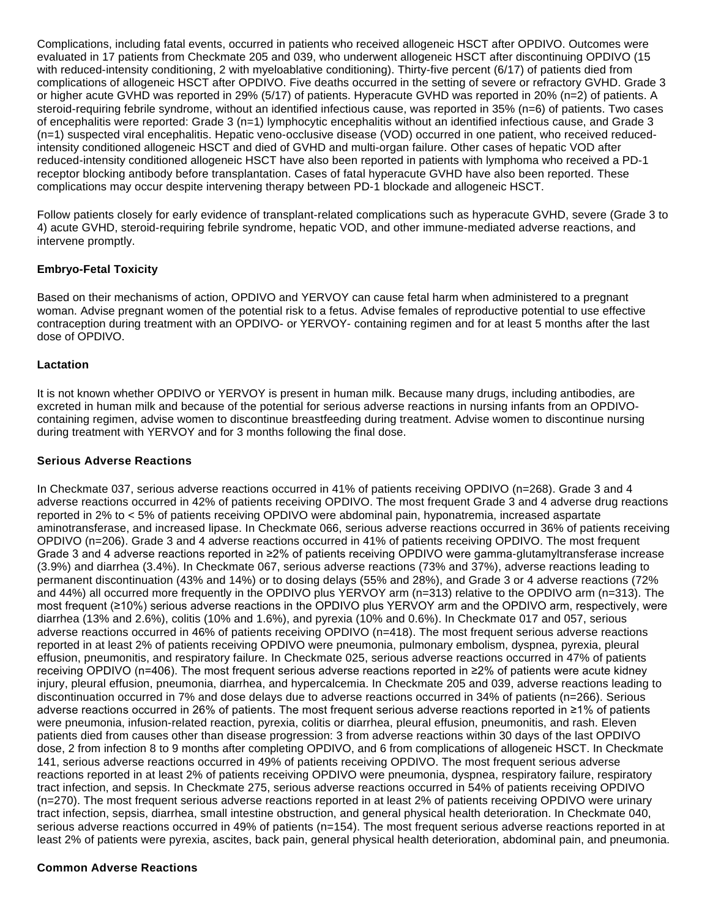Complications, including fatal events, occurred in patients who received allogeneic HSCT after OPDIVO. Outcomes were evaluated in 17 patients from Checkmate 205 and 039, who underwent allogeneic HSCT after discontinuing OPDIVO (15 with reduced-intensity conditioning, 2 with myeloablative conditioning). Thirty-five percent (6/17) of patients died from complications of allogeneic HSCT after OPDIVO. Five deaths occurred in the setting of severe or refractory GVHD. Grade 3 or higher acute GVHD was reported in 29% (5/17) of patients. Hyperacute GVHD was reported in 20% (n=2) of patients. A steroid-requiring febrile syndrome, without an identified infectious cause, was reported in 35% (n=6) of patients. Two cases of encephalitis were reported: Grade 3 (n=1) lymphocytic encephalitis without an identified infectious cause, and Grade 3 (n=1) suspected viral encephalitis. Hepatic veno-occlusive disease (VOD) occurred in one patient, who received reduced-intensity conditioned allogeneic HSCT and died of GVHD and multi-organ failure. Other cases of hepatic VOD after reduced-intensity conditioned allogeneic HSCT have also been reported in patients with lymphoma who received a PD-1 receptor blocking antibody before transplantation. Cases of fatal hyperacute GVHD have also been reported. These complications may occur despite intervening therapy between PD-1 blockade and allogeneic HSCT.

Follow patients closely for early evidence of transplant-related complications such as hyperacute GVHD, severe (Grade 3 to 4) acute GVHD, steroid-requiring febrile syndrome, hepatic VOD, and other immune-mediated adverse reactions, and intervene promptly.

**Embryo-Fetal Toxicity**

Based on their mechanisms of action, OPDIVO and YERVOY can cause fetal harm when administered to a pregnant woman. Advise pregnant women of the potential risk to a fetus. Advise females of reproductive potential to use effective contraception during treatment with an OPDIVO- or YERVOY- containing regimen and for at least 5 months after the last dose of OPDIVO.

**Lactation**

It is not known whether OPDIVO or YERVOY is present in human milk. Because many drugs, including antibodies, are excreted in human milk and because of the potential for serious adverse reactions in nursing infants from an OPDIVO-containing regimen, advise women to discontinue breastfeeding during treatment. Advise women to discontinue nursing during treatment with YERVOY and for 3 months following the final dose.

**Serious Adverse Reactions**

In Checkmate 037, serious adverse reactions occurred in 41% of patients receiving OPDIVO (n=268). Grade 3 and 4 adverse reactions occurred in 42% of patients receiving OPDIVO. The most frequent Grade 3 and 4 adverse drug reactions reported in 2% to < 5% of patients receiving OPDIVO were abdominal pain, hyponatremia, increased aspartate aminotransferase, and increased lipase. In Checkmate 066, serious adverse reactions occurred in 36% of patients receiving OPDIVO (n=206). Grade 3 and 4 adverse reactions occurred in 41% of patients receiving OPDIVO. The most frequent Grade 3 and 4 adverse reactions reported in ≥2% of patients receiving OPDIVO were gamma-glutamyltransferase increase (3.9%) and diarrhea (3.4%). In Checkmate 067, serious adverse reactions (73% and 37%), adverse reactions leading to permanent discontinuation (43% and 14%) or to dosing delays (55% and 28%), and Grade 3 or 4 adverse reactions (72% and 44%) all occurred more frequently in the OPDIVO plus YERVOY arm (n=313) relative to the OPDIVO arm (n=313). The most frequent (≥10%) serious adverse reactions in the OPDIVO plus YERVOY arm and the OPDIVO arm, respectively, were diarrhea (13% and 2.6%), colitis (10% and 1.6%), and pyrexia (10% and 0.6%). In Checkmate 017 and 057, serious adverse reactions occurred in 46% of patients receiving OPDIVO (n=418). The most frequent serious adverse reactions reported in at least 2% of patients receiving OPDIVO were pneumonia, pulmonary embolism, dyspnea, pyrexia, pleural effusion, pneumonitis, and respiratory failure. In Checkmate 025, serious adverse reactions occurred in 47% of patients receiving OPDIVO (n=406). The most frequent serious adverse reactions reported in ≥2% of patients were acute kidney injury, pleural effusion, pneumonia, diarrhea, and hypercalcemia. In Checkmate 205 and 039, adverse reactions leading to discontinuation occurred in 7% and dose delays due to adverse reactions occurred in 34% of patients (n=266). Serious adverse reactions occurred in 26% of patients. The most frequent serious adverse reactions reported in ≥1% of patients were pneumonia, infusion-related reaction, pyrexia, colitis or diarrhea, pleural effusion, pneumonitis, and rash. Eleven patients died from causes other than disease progression: 3 from adverse reactions within 30 days of the last OPDIVO dose, 2 from infection 8 to 9 months after completing OPDIVO, and 6 from complications of allogeneic HSCT. In Checkmate 141, serious adverse reactions occurred in 49% of patients receiving OPDIVO. The most frequent serious adverse reactions reported in at least 2% of patients receiving OPDIVO were pneumonia, dyspnea, respiratory failure, respiratory tract infection, and sepsis. In Checkmate 275, serious adverse reactions occurred in 54% of patients receiving OPDIVO (n=270). The most frequent serious adverse reactions reported in at least 2% of patients receiving OPDIVO were urinary tract infection, sepsis, diarrhea, small intestine obstruction, and general physical health deterioration. In Checkmate 040, serious adverse reactions occurred in 49% of patients (n=154). The most frequent serious adverse reactions reported in at least 2% of patients were pyrexia, ascites, back pain, general physical health deterioration, abdominal pain, and pneumonia.

**Common Adverse Reactions**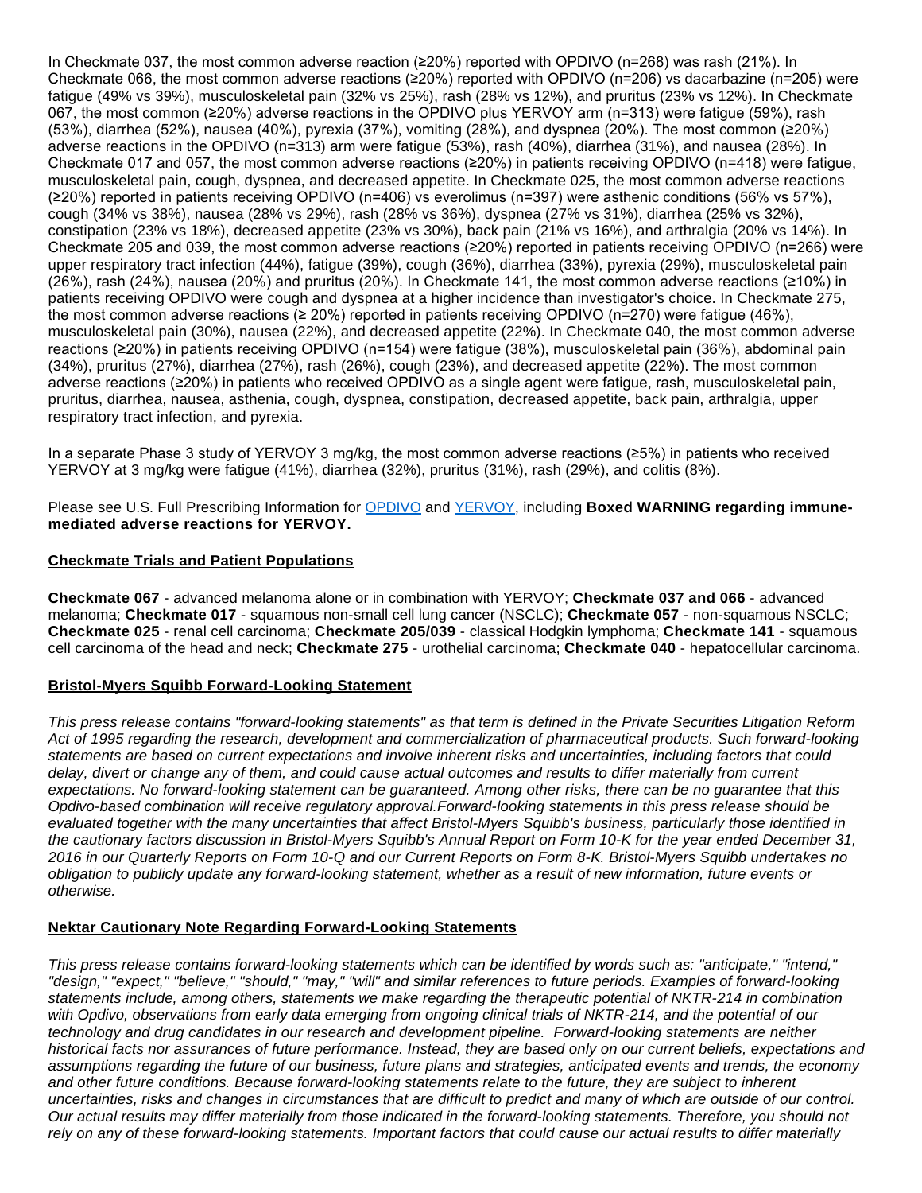In Checkmate 037, the most common adverse reaction (≥20%) reported with OPDIVO (n=268) was rash (21%). In Checkmate 066, the most common adverse reactions (≥20%) reported with OPDIVO (n=206) vs dacarbazine (n=205) were fatigue (49% vs 39%), musculoskeletal pain (32% vs 25%), rash (28% vs 12%), and pruritus (23% vs 12%). In Checkmate 067, the most common (≥20%) adverse reactions in the OPDIVO plus YERVOY arm (n=313) were fatigue (59%), rash (53%), diarrhea (52%), nausea (40%), pyrexia (37%), vomiting (28%), and dyspnea (20%). The most common (≥20%) adverse reactions in the OPDIVO (n=313) arm were fatigue (53%), rash (40%), diarrhea (31%), and nausea (28%). In Checkmate 017 and 057, the most common adverse reactions (≥20%) in patients receiving OPDIVO (n=418) were fatigue, musculoskeletal pain, cough, dyspnea, and decreased appetite. In Checkmate 025, the most common adverse reactions (≥20%) reported in patients receiving OPDIVO (n=406) vs everolimus (n=397) were asthenic conditions (56% vs 57%), cough (34% vs 38%), nausea (28% vs 29%), rash (28% vs 36%), dyspnea (27% vs 31%), diarrhea (25% vs 32%), constipation (23% vs 18%), decreased appetite (23% vs 30%), back pain (21% vs 16%), and arthralgia (20% vs 14%). In Checkmate 205 and 039, the most common adverse reactions (≥20%) reported in patients receiving OPDIVO (n=266) were upper respiratory tract infection (44%), fatigue (39%), cough (36%), diarrhea (33%), pyrexia (29%), musculoskeletal pain (26%), rash (24%), nausea (20%) and pruritus (20%). In Checkmate 141, the most common adverse reactions (≥10%) in patients receiving OPDIVO were cough and dyspnea at a higher incidence than investigator's choice. In Checkmate 275, the most common adverse reactions (≥ 20%) reported in patients receiving OPDIVO (n=270) were fatigue (46%), musculoskeletal pain (30%), nausea (22%), and decreased appetite (22%). In Checkmate 040, the most common adverse reactions (≥20%) in patients receiving OPDIVO (n=154) were fatigue (38%), musculoskeletal pain (36%), abdominal pain (34%), pruritus (27%), diarrhea (27%), rash (26%), cough (23%), and decreased appetite (22%). The most common adverse reactions (≥20%) in patients who received OPDIVO as a single agent were fatigue, rash, musculoskeletal pain, pruritus, diarrhea, nausea, asthenia, cough, dyspnea, constipation, decreased appetite, back pain, arthralgia, upper respiratory tract infection, and pyrexia.

In a separate Phase 3 study of YERVOY 3 mg/kg, the most common adverse reactions (≥5%) in patients who received YERVOY at 3 mg/kg were fatigue (41%), diarrhea (32%), pruritus (31%), rash (29%), and colitis (8%).

Please see U.S. Full Prescribing Information for OPDIVO and YERVOY, including **Boxed WARNING regarding immune-mediated adverse reactions for YERVOY.**

## Checkmate Trials and Patient Populations

**Checkmate 067** - advanced melanoma alone or in combination with YERVOY; **Checkmate 037 and 066** - advanced melanoma; **Checkmate 017** - squamous non-small cell lung cancer (NSCLC); **Checkmate 057** - non-squamous NSCLC; **Checkmate 025** - renal cell carcinoma; **Checkmate 205/039** - classical Hodgkin lymphoma; **Checkmate 141** - squamous cell carcinoma of the head and neck; **Checkmate 275** - urothelial carcinoma; **Checkmate 040** - hepatocellular carcinoma.

## Bristol-Myers Squibb Forward-Looking Statement

*This press release contains "forward-looking statements" as that term is defined in the Private Securities Litigation Reform Act of 1995 regarding the research, development and commercialization of pharmaceutical products. Such forward-looking statements are based on current expectations and involve inherent risks and uncertainties, including factors that could delay, divert or change any of them, and could cause actual outcomes and results to differ materially from current expectations. No forward-looking statement can be guaranteed. Among other risks, there can be no guarantee that this Opdivo-based combination will receive regulatory approval.Forward-looking statements in this press release should be evaluated together with the many uncertainties that affect Bristol-Myers Squibb's business, particularly those identified in the cautionary factors discussion in Bristol-Myers Squibb's Annual Report on Form 10-K for the year ended December 31, 2016 in our Quarterly Reports on Form 10-Q and our Current Reports on Form 8-K. Bristol-Myers Squibb undertakes no obligation to publicly update any forward-looking statement, whether as a result of new information, future events or otherwise.*

## Nektar Cautionary Note Regarding Forward-Looking Statements

*This press release contains forward-looking statements which can be identified by words such as: "anticipate," "intend," "design," "expect," "believe," "should," "may," "will" and similar references to future periods. Examples of forward-looking statements include, among others, statements we make regarding the therapeutic potential of NKTR-214 in combination with Opdivo, observations from early data emerging from ongoing clinical trials of NKTR-214, and the potential of our technology and drug candidates in our research and development pipeline. Forward-looking statements are neither historical facts nor assurances of future performance. Instead, they are based only on our current beliefs, expectations and assumptions regarding the future of our business, future plans and strategies, anticipated events and trends, the economy and other future conditions. Because forward-looking statements relate to the future, they are subject to inherent uncertainties, risks and changes in circumstances that are difficult to predict and many of which are outside of our control. Our actual results may differ materially from those indicated in the forward-looking statements. Therefore, you should not rely on any of these forward-looking statements. Important factors that could cause our actual results to differ materially*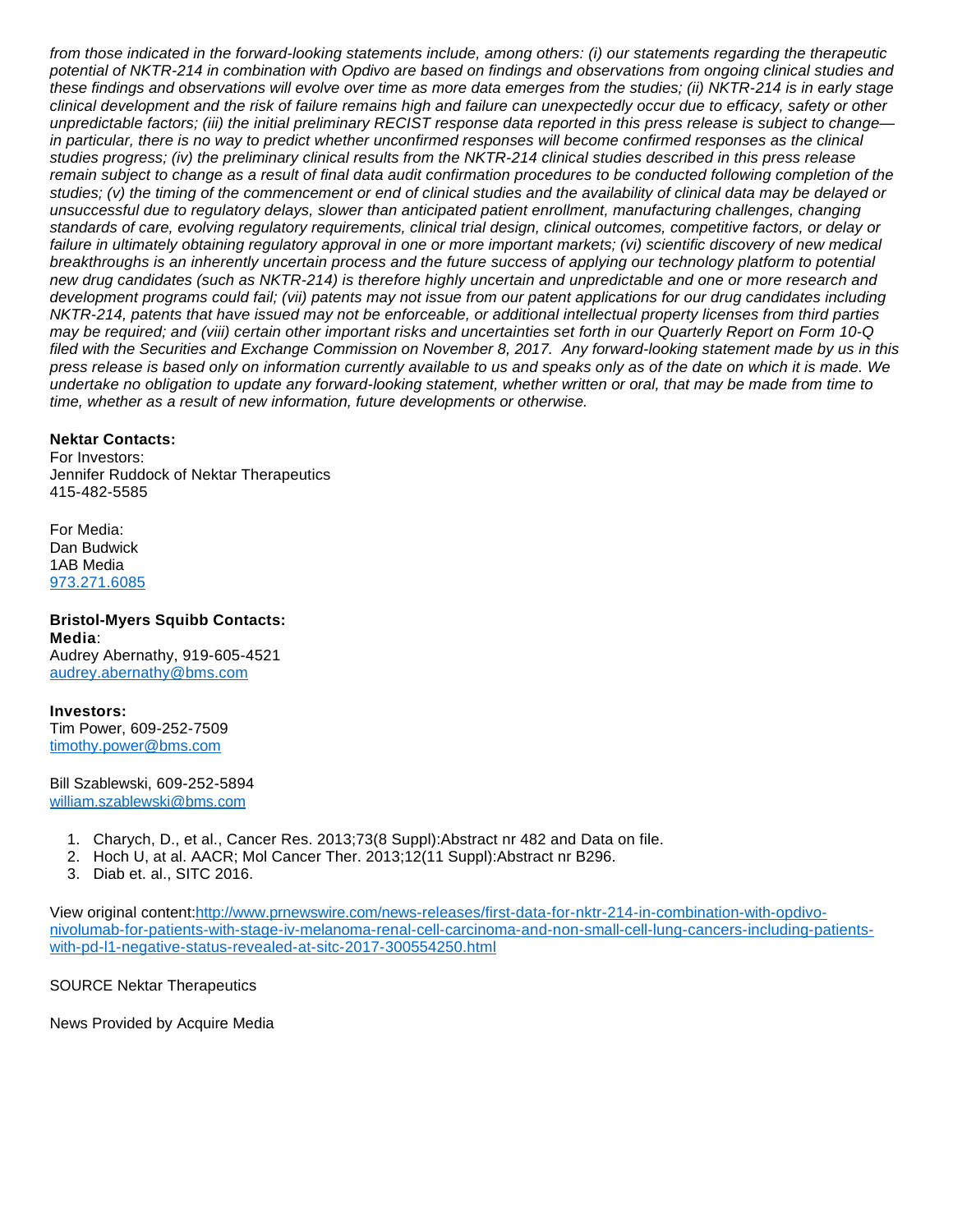*from those indicated in the forward-looking statements include, among others: (i) our statements regarding the therapeutic potential of NKTR-214 in combination with Opdivo are based on findings and observations from ongoing clinical studies and these findings and observations will evolve over time as more data emerges from the studies; (ii) NKTR-214 is in early stage clinical development and the risk of failure remains high and failure can unexpectedly occur due to efficacy, safety or other unpredictable factors; (iii) the initial preliminary RECIST response data reported in this press release is subject to change—in particular, there is no way to predict whether unconfirmed responses will become confirmed responses as the clinical studies progress; (iv) the preliminary clinical results from the NKTR-214 clinical studies described in this press release remain subject to change as a result of final data audit confirmation procedures to be conducted following completion of the studies; (v) the timing of the commencement or end of clinical studies and the availability of clinical data may be delayed or unsuccessful due to regulatory delays, slower than anticipated patient enrollment, manufacturing challenges, changing standards of care, evolving regulatory requirements, clinical trial design, clinical outcomes, competitive factors, or delay or failure in ultimately obtaining regulatory approval in one or more important markets; (vi) scientific discovery of new medical breakthroughs is an inherently uncertain process and the future success of applying our technology platform to potential new drug candidates (such as NKTR-214) is therefore highly uncertain and unpredictable and one or more research and development programs could fail; (vii) patents may not issue from our patent applications for our drug candidates including NKTR-214, patents that have issued may not be enforceable, or additional intellectual property licenses from third parties may be required; and (viii) certain other important risks and uncertainties set forth in our Quarterly Report on Form 10-Q filed with the Securities and Exchange Commission on November 8, 2017. Any forward-looking statement made by us in this press release is based only on information currently available to us and speaks only as of the date on which it is made. We undertake no obligation to update any forward-looking statement, whether written or oral, that may be made from time to time, whether as a result of new information, future developments or otherwise.*

**Nektar Contacts:**
For Investors:
Jennifer Ruddock of Nektar Therapeutics
415-482-5585

For Media:
Dan Budwick
1AB Media
973.271.6085

**Bristol-Myers Squibb Contacts:**
**Media**:
Audrey Abernathy, 919-605-4521
audrey.abernathy@bms.com

**Investors:**
Tim Power, 609-252-7509
timothy.power@bms.com

Bill Szablewski, 609-252-5894
william.szablewski@bms.com

1. Charych, D., et al., Cancer Res. 2013;73(8 Suppl):Abstract nr 482 and Data on file.
2. Hoch U, at al. AACR; Mol Cancer Ther. 2013;12(11 Suppl):Abstract nr B296.
3. Diab et. al., SITC 2016.

View original content:http://www.prnewswire.com/news-releases/first-data-for-nktr-214-in-combination-with-opdivo-nivolumab-for-patients-with-stage-iv-melanoma-renal-cell-carcinoma-and-non-small-cell-lung-cancers-including-patients-with-pd-l1-negative-status-revealed-at-sitc-2017-300554250.html

SOURCE Nektar Therapeutics

News Provided by Acquire Media